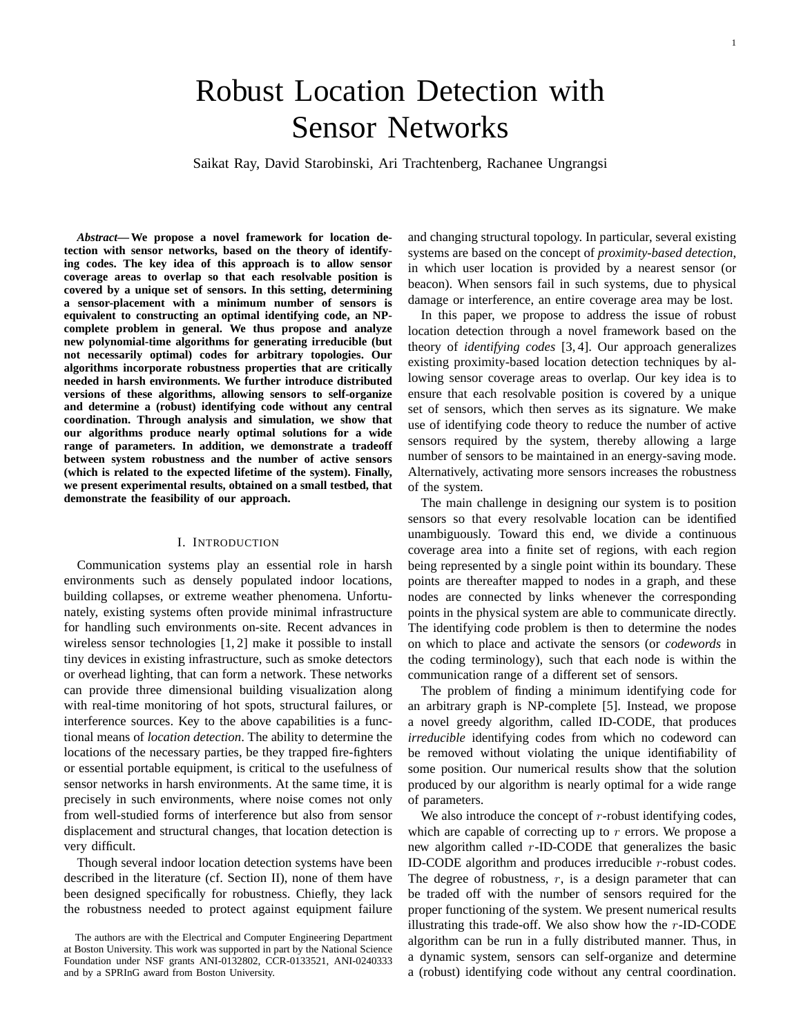# Robust Location Detection with Sensor Networks

Saikat Ray, David Starobinski, Ari Trachtenberg, Rachanee Ungrangsi

***Abstract*— We propose a novel framework for location detection with sensor networks, based on the theory of identifying codes. The key idea of this approach is to allow sensor coverage areas to overlap so that each resolvable position is covered by a unique set of sensors. In this setting, determining a sensor-placement with a minimum number of sensors is equivalent to constructing an optimal identifying code, an NP-complete problem in general. We thus propose and analyze new polynomial-time algorithms for generating irreducible (but not necessarily optimal) codes for arbitrary topologies. Our algorithms incorporate robustness properties that are critically needed in harsh environments. We further introduce distributed versions of these algorithms, allowing sensors to self-organize and determine a (robust) identifying code without any central coordination. Through analysis and simulation, we show that our algorithms produce nearly optimal solutions for a wide range of parameters. In addition, we demonstrate a tradeoff between system robustness and the number of active sensors (which is related to the expected lifetime of the system). Finally, we present experimental results, obtained on a small testbed, that demonstrate the feasibility of our approach.**

## I. Introduction

Communication systems play an essential role in harsh environments such as densely populated indoor locations, building collapses, or extreme weather phenomena. Unfortunately, existing systems often provide minimal infrastructure for handling such environments on-site. Recent advances in wireless sensor technologies [1, 2] make it possible to install tiny devices in existing infrastructure, such as smoke detectors or overhead lighting, that can form a network. These networks can provide three dimensional building visualization along with real-time monitoring of hot spots, structural failures, or interference sources. Key to the above capabilities is a functional means of *location detection*. The ability to determine the locations of the necessary parties, be they trapped fire-fighters or essential portable equipment, is critical to the usefulness of sensor networks in harsh environments. At the same time, it is precisely in such environments, where noise comes not only from well-studied forms of interference but also from sensor displacement and structural changes, that location detection is very difficult.

Though several indoor location detection systems have been described in the literature (cf. Section II), none of them have been designed specifically for robustness. Chiefly, they lack the robustness needed to protect against equipment failure and changing structural topology. In particular, several existing systems are based on the concept of *proximity-based detection*, in which user location is provided by a nearest sensor (or beacon). When sensors fail in such systems, due to physical damage or interference, an entire coverage area may be lost.

In this paper, we propose to address the issue of robust location detection through a novel framework based on the theory of *identifying codes* [3, 4]. Our approach generalizes existing proximity-based location detection techniques by allowing sensor coverage areas to overlap. Our key idea is to ensure that each resolvable position is covered by a unique set of sensors, which then serves as its signature. We make use of identifying code theory to reduce the number of active sensors required by the system, thereby allowing a large number of sensors to be maintained in an energy-saving mode. Alternatively, activating more sensors increases the robustness of the system.

The main challenge in designing our system is to position sensors so that every resolvable location can be identified unambiguously. Toward this end, we divide a continuous coverage area into a finite set of regions, with each region being represented by a single point within its boundary. These points are thereafter mapped to nodes in a graph, and these nodes are connected by links whenever the corresponding points in the physical system are able to communicate directly. The identifying code problem is then to determine the nodes on which to place and activate the sensors (or *codewords* in the coding terminology), such that each node is within the communication range of a different set of sensors.

The problem of finding a minimum identifying code for an arbitrary graph is NP-complete [5]. Instead, we propose a novel greedy algorithm, called ID-CODE, that produces *irreducible* identifying codes from which no codeword can be removed without violating the unique identifiability of some position. Our numerical results show that the solution produced by our algorithm is nearly optimal for a wide range of parameters.

We also introduce the concept of $r$-robust identifying codes, which are capable of correcting up to $r$ errors. We propose a new algorithm called $r$-ID-CODE that generalizes the basic ID-CODE algorithm and produces irreducible $r$-robust codes. The degree of robustness, $r$, is a design parameter that can be traded off with the number of sensors required for the proper functioning of the system. We present numerical results illustrating this trade-off. We also show how the $r$-ID-CODE algorithm can be run in a fully distributed manner. Thus, in a dynamic system, sensors can self-organize and determine a (robust) identifying code without any central coordination.

The authors are with the Electrical and Computer Engineering Department at Boston University. This work was supported in part by the National Science Foundation under NSF grants ANI-0132802, CCR-0133521, ANI-0240333 and by a SPRInG award from Boston University.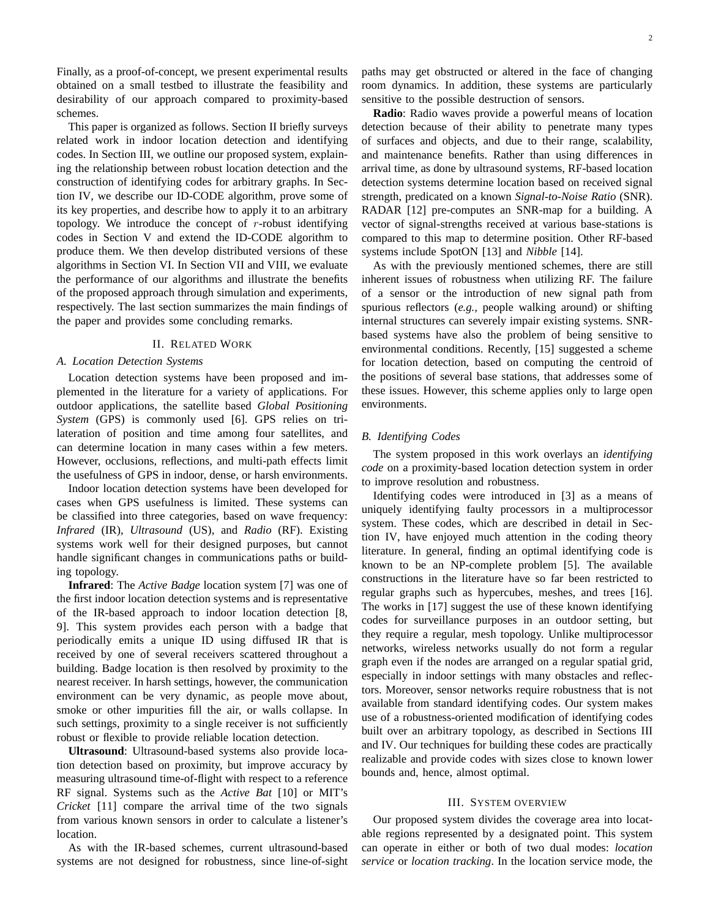Finally, as a proof-of-concept, we present experimental results obtained on a small testbed to illustrate the feasibility and desirability of our approach compared to proximity-based schemes.

This paper is organized as follows. Section II briefly surveys related work in indoor location detection and identifying codes. In Section III, we outline our proposed system, explaining the relationship between robust location detection and the construction of identifying codes for arbitrary graphs. In Section IV, we describe our ID-CODE algorithm, prove some of its key properties, and describe how to apply it to an arbitrary topology. We introduce the concept of $r$-robust identifying codes in Section V and extend the ID-CODE algorithm to produce them. We then develop distributed versions of these algorithms in Section VI. In Section VII and VIII, we evaluate the performance of our algorithms and illustrate the benefits of the proposed approach through simulation and experiments, respectively. The last section summarizes the main findings of the paper and provides some concluding remarks.

## II. Related Work

### A. Location Detection Systems

Location detection systems have been proposed and implemented in the literature for a variety of applications. For outdoor applications, the satellite based *Global Positioning System* (GPS) is commonly used [6]. GPS relies on trilateration of position and time among four satellites, and can determine location in many cases within a few meters. However, occlusions, reflections, and multi-path effects limit the usefulness of GPS in indoor, dense, or harsh environments.

Indoor location detection systems have been developed for cases when GPS usefulness is limited. These systems can be classified into three categories, based on wave frequency: *Infrared* (IR), *Ultrasound* (US), and *Radio* (RF). Existing systems work well for their designed purposes, but cannot handle significant changes in communications paths or building topology.

**Infrared**: The *Active Badge* location system [7] was one of the first indoor location detection systems and is representative of the IR-based approach to indoor location detection [8, 9]. This system provides each person with a badge that periodically emits a unique ID using diffused IR that is received by one of several receivers scattered throughout a building. Badge location is then resolved by proximity to the nearest receiver. In harsh settings, however, the communication environment can be very dynamic, as people move about, smoke or other impurities fill the air, or walls collapse. In such settings, proximity to a single receiver is not sufficiently robust or flexible to provide reliable location detection.

**Ultrasound**: Ultrasound-based systems also provide location detection based on proximity, but improve accuracy by measuring ultrasound time-of-flight with respect to a reference RF signal. Systems such as the *Active Bat* [10] or MIT's *Cricket* [11] compare the arrival time of the two signals from various known sensors in order to calculate a listener's location.

As with the IR-based schemes, current ultrasound-based systems are not designed for robustness, since line-of-sight paths may get obstructed or altered in the face of changing room dynamics. In addition, these systems are particularly sensitive to the possible destruction of sensors.

**Radio**: Radio waves provide a powerful means of location detection because of their ability to penetrate many types of surfaces and objects, and due to their range, scalability, and maintenance benefits. Rather than using differences in arrival time, as done by ultrasound systems, RF-based location detection systems determine location based on received signal strength, predicated on a known *Signal-to-Noise Ratio* (SNR). RADAR [12] pre-computes an SNR-map for a building. A vector of signal-strengths received at various base-stations is compared to this map to determine position. Other RF-based systems include SpotON [13] and *Nibble* [14].

As with the previously mentioned schemes, there are still inherent issues of robustness when utilizing RF. The failure of a sensor or the introduction of new signal path from spurious reflectors (*e.g.,* people walking around) or shifting internal structures can severely impair existing systems. SNR-based systems have also the problem of being sensitive to environmental conditions. Recently, [15] suggested a scheme for location detection, based on computing the centroid of the positions of several base stations, that addresses some of these issues. However, this scheme applies only to large open environments.

### B. Identifying Codes

The system proposed in this work overlays an *identifying code* on a proximity-based location detection system in order to improve resolution and robustness.

Identifying codes were introduced in [3] as a means of uniquely identifying faulty processors in a multiprocessor system. These codes, which are described in detail in Section IV, have enjoyed much attention in the coding theory literature. In general, finding an optimal identifying code is known to be an NP-complete problem [5]. The available constructions in the literature have so far been restricted to regular graphs such as hypercubes, meshes, and trees [16]. The works in [17] suggest the use of these known identifying codes for surveillance purposes in an outdoor setting, but they require a regular, mesh topology. Unlike multiprocessor networks, wireless networks usually do not form a regular graph even if the nodes are arranged on a regular spatial grid, especially in indoor settings with many obstacles and reflectors. Moreover, sensor networks require robustness that is not available from standard identifying codes. Our system makes use of a robustness-oriented modification of identifying codes built over an arbitrary topology, as described in Sections III and IV. Our techniques for building these codes are practically realizable and provide codes with sizes close to known lower bounds and, hence, almost optimal.

## III. System overview

Our proposed system divides the coverage area into locatable regions represented by a designated point. This system can operate in either or both of two dual modes: *location service* or *location tracking*. In the location service mode, the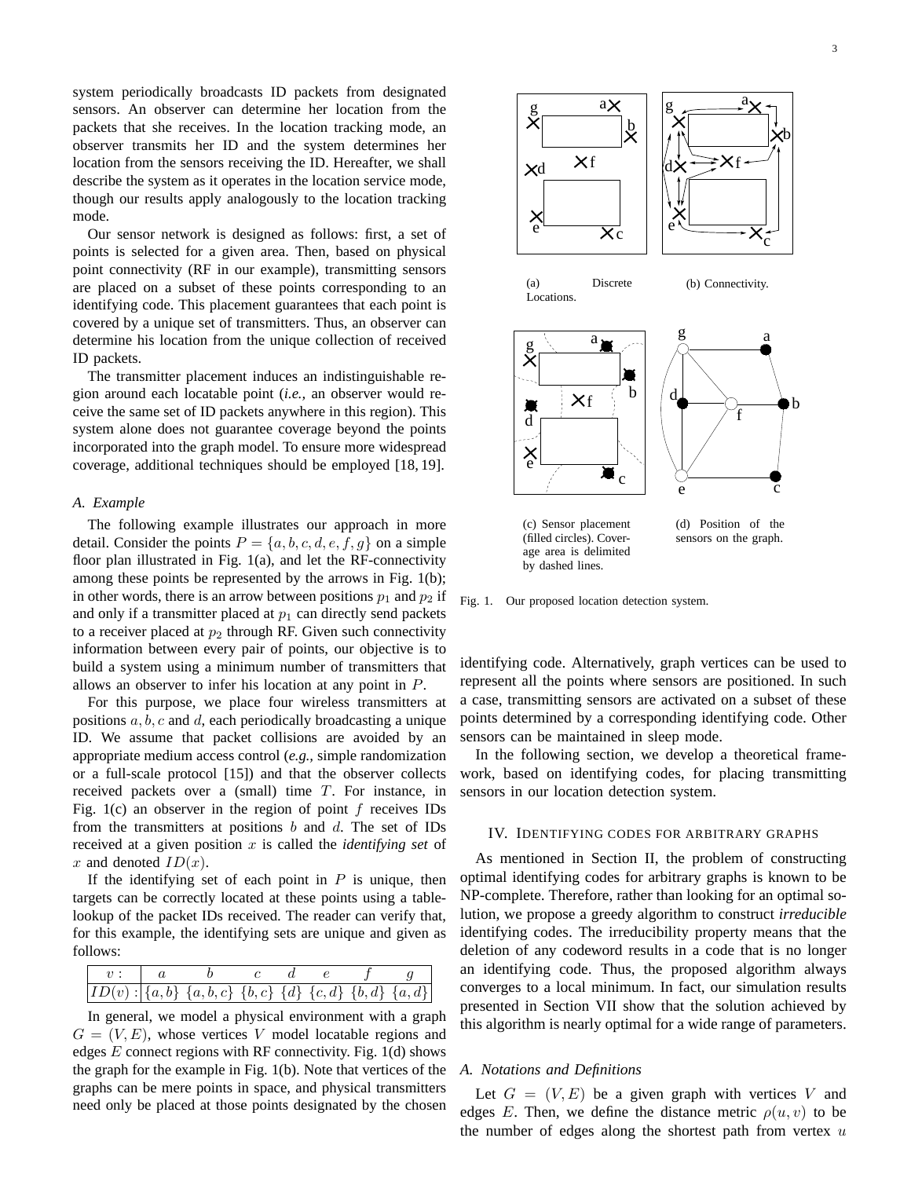system periodically broadcasts ID packets from designated sensors. An observer can determine her location from the packets that she receives. In the location tracking mode, an observer transmits her ID and the system determines her location from the sensors receiving the ID. Hereafter, we shall describe the system as it operates in the location service mode, though our results apply analogously to the location tracking mode.

Our sensor network is designed as follows: first, a set of points is selected for a given area. Then, based on physical point connectivity (RF in our example), transmitting sensors are placed on a subset of these points corresponding to an identifying code. This placement guarantees that each point is covered by a unique set of transmitters. Thus, an observer can determine his location from the unique collection of received ID packets.

The transmitter placement induces an indistinguishable region around each locatable point (*i.e.,* an observer would receive the same set of ID packets anywhere in this region). This system alone does not guarantee coverage beyond the points incorporated into the graph model. To ensure more widespread coverage, additional techniques should be employed [18, 19].

### A. Example

The following example illustrates our approach in more detail. Consider the points $P = \{a, b, c, d, e, f, g\}$ on a simple floor plan illustrated in Fig. 1(a), and let the RF-connectivity among these points be represented by the arrows in Fig. 1(b); in other words, there is an arrow between positions $p_1$ and $p_2$ if and only if a transmitter placed at $p_1$ can directly send packets to a receiver placed at $p_2$ through RF. Given such connectivity information between every pair of points, our objective is to build a system using a minimum number of transmitters that allows an observer to infer his location at any point in $P$.

For this purpose, we place four wireless transmitters at positions $a, b, c$ and $d$, each periodically broadcasting a unique ID. We assume that packet collisions are avoided by an appropriate medium access control (*e.g.,* simple randomization or a full-scale protocol [15]) and that the observer collects received packets over a (small) time $T$. For instance, in Fig. 1(c) an observer in the region of point $f$ receives IDs from the transmitters at positions $b$ and $d$. The set of IDs received at a given position $x$ is called the *identifying set* of $x$ and denoted $ID(x)$.

If the identifying set of each point in $P$ is unique, then targets can be correctly located at these points using a table-lookup of the packet IDs received. The reader can verify that, for this example, the identifying sets are unique and given as follows:

| $v:$ | $a$ | $b$ | $c$ | $d$ | $e$ | $f$ | $g$ |
|---|---|---|---|---|---|---|---|
| $ID(v):$ | $\{a, b\}$ | $\{a, b, c\}$ | $\{b, c\}$ | $\{d\}$ | $\{c, d\}$ | $\{b, d\}$ | $\{a, d\}$ |

In general, we model a physical environment with a graph $G = (V, E)$, whose vertices $V$ model locatable regions and edges $E$ connect regions with RF connectivity. Fig. 1(d) shows the graph for the example in Fig. 1(b). Note that vertices of the graphs can be mere points in space, and physical transmitters need only be placed at those points designated by the chosen identifying code. Alternatively, graph vertices can be used to represent all the points where sensors are positioned. In such a case, transmitting sensors are activated on a subset of these points determined by a corresponding identifying code. Other sensors can be maintained in sleep mode.

(a) Discrete Locations. (b) Connectivity. (c) Sensor placement (filled circles). Coverage area is delimited by dashed lines. (d) Position of the sensors on the graph.

Fig. 1. Our proposed location detection system.

In the following section, we develop a theoretical framework, based on identifying codes, for placing transmitting sensors in our location detection system.

## IV. Identifying codes for arbitrary graphs

As mentioned in Section II, the problem of constructing optimal identifying codes for arbitrary graphs is known to be NP-complete. Therefore, rather than looking for an optimal solution, we propose a greedy algorithm to construct *irreducible* identifying codes. The irreducibility property means that the deletion of any codeword results in a code that is no longer an identifying code. Thus, the proposed algorithm always converges to a local minimum. In fact, our simulation results presented in Section VII show that the solution achieved by this algorithm is nearly optimal for a wide range of parameters.

### A. Notations and Definitions

Let $G = (V, E)$ be a given graph with vertices $V$ and edges $E$. Then, we define the distance metric $\rho(u, v)$ to be the number of edges along the shortest path from vertex $u$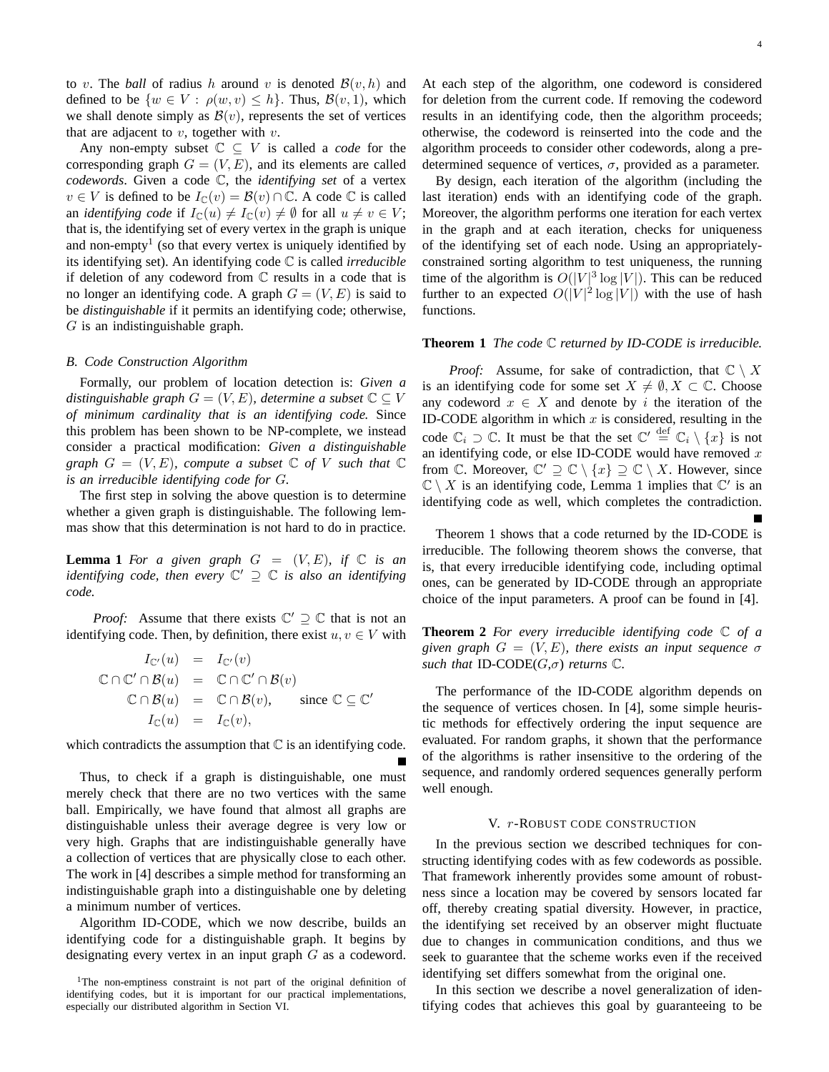to $v$. The *ball* of radius $h$ around $v$ is denoted $\mathcal{B}(v, h)$ and defined to be $\{w \in V : \rho(w, v) \leq h\}$. Thus, $\mathcal{B}(v, 1)$, which we shall denote simply as $\mathcal{B}(v)$, represents the set of vertices that are adjacent to $v$, together with $v$.

Any non-empty subset $\mathbb{C} \subseteq V$ is called a *code* for the corresponding graph $G = (V, E)$, and its elements are called *codewords*. Given a code $\mathbb{C}$, the *identifying set* of a vertex $v \in V$ is defined to be $I_{\mathbb{C}}(v) = \mathcal{B}(v) \cap \mathbb{C}$. A code $\mathbb{C}$ is called an *identifying code* if $I_{\mathbb{C}}(u) \neq I_{\mathbb{C}}(v) \neq \emptyset$ for all $u \neq v \in V$; that is, the identifying set of every vertex in the graph is unique and non-empty[1] (so that every vertex is uniquely identified by its identifying set). An identifying code $\mathbb{C}$ is called *irreducible* if deletion of any codeword from $\mathbb{C}$ results in a code that is no longer an identifying code. A graph $G = (V, E)$ is said to be *distinguishable* if it permits an identifying code; otherwise, $G$ is an indistinguishable graph.

### B. Code Construction Algorithm

Formally, our problem of location detection is: *Given a distinguishable graph $G = (V, E)$, determine a subset $\mathbb{C} \subseteq V$ of minimum cardinality that is an identifying code.* Since this problem has been shown to be NP-complete, we instead consider a practical modification: *Given a distinguishable graph $G = (V, E)$, compute a subset $\mathbb{C}$ of $V$ such that $\mathbb{C}$ is an irreducible identifying code for $G$.*

The first step in solving the above question is to determine whether a given graph is distinguishable. The following lemmas show that this determination is not hard to do in practice.

**Lemma 1** *For a given graph $G = (V, E)$, if $\mathbb{C}$ is an identifying code, then every $\mathbb{C}' \supseteq \mathbb{C}$ is also an identifying code.*

*Proof:* Assume that there exists $\mathbb{C}' \supseteq \mathbb{C}$ that is not an identifying code. Then, by definition, there exist $u, v \in V$ with

$$
\begin{aligned}
I_{\mathbb{C}'}(u) &= I_{\mathbb{C}'}(v) \\
\mathbb{C} \cap \mathbb{C}' \cap \mathcal{B}(u) &= \mathbb{C} \cap \mathbb{C}' \cap \mathcal{B}(v) \\
\mathbb{C} \cap \mathcal{B}(u) &= \mathbb{C} \cap \mathcal{B}(v), \qquad \text{since } \mathbb{C} \subseteq \mathbb{C}' \\
I_{\mathbb{C}}(u) &= I_{\mathbb{C}}(v),
\end{aligned}
$$

which contradicts the assumption that $\mathbb{C}$ is an identifying code. ∎

Thus, to check if a graph is distinguishable, one must merely check that there are no two vertices with the same ball. Empirically, we have found that almost all graphs are distinguishable unless their average degree is very low or very high. Graphs that are indistinguishable generally have a collection of vertices that are physically close to each other. The work in [4] describes a simple method for transforming an indistinguishable graph into a distinguishable one by deleting a minimum number of vertices.

Algorithm ID-CODE, which we now describe, builds an identifying code for a distinguishable graph. It begins by designating every vertex in an input graph $G$ as a codeword. At each step of the algorithm, one codeword is considered for deletion from the current code. If removing the codeword results in an identifying code, then the algorithm proceeds; otherwise, the codeword is reinserted into the code and the algorithm proceeds to consider other codewords, along a pre-determined sequence of vertices, $\sigma$, provided as a parameter.

By design, each iteration of the algorithm (including the last iteration) ends with an identifying code of the graph. Moreover, the algorithm performs one iteration for each vertex in the graph and at each iteration, checks for uniqueness of the identifying set of each node. Using an appropriately-constrained sorting algorithm to test uniqueness, the running time of the algorithm is $O(|V|^3 \log |V|)$. This can be reduced further to an expected $O(|V|^2 \log |V|)$ with the use of hash functions.

**Theorem 1** *The code $\mathbb{C}$ returned by ID-CODE is irreducible.*

*Proof:* Assume, for sake of contradiction, that $\mathbb{C} \setminus X$ is an identifying code for some set $X \neq \emptyset, X \subset \mathbb{C}$. Choose any codeword $x \in X$ and denote by $i$ the iteration of the ID-CODE algorithm in which $x$ is considered, resulting in the code $\mathbb{C}_i \supset \mathbb{C}$. It must be that the set $\mathbb{C}' \stackrel{\text{def}}{=} \mathbb{C}_i \setminus \{x\}$ is not an identifying code, or else ID-CODE would have removed $x$ from $\mathbb{C}$. Moreover, $\mathbb{C}' \supseteq \mathbb{C} \setminus \{x\} \supseteq \mathbb{C} \setminus X$. However, since $\mathbb{C} \setminus X$ is an identifying code, Lemma 1 implies that $\mathbb{C}'$ is an identifying code as well, which completes the contradiction. ∎

Theorem 1 shows that a code returned by the ID-CODE is irreducible. The following theorem shows the converse, that is, that every irreducible identifying code, including optimal ones, can be generated by ID-CODE through an appropriate choice of the input parameters. A proof can be found in [4].

**Theorem 2** *For every irreducible identifying code $\mathbb{C}$ of a given graph $G = (V, E)$, there exists an input sequence $\sigma$ such that* ID-CODE($G$,$\sigma$) *returns $\mathbb{C}$.*

The performance of the ID-CODE algorithm depends on the sequence of vertices chosen. In [4], some simple heuristic methods for effectively ordering the input sequence are evaluated. For random graphs, it shown that the performance of the algorithms is rather insensitive to the ordering of the sequence, and randomly ordered sequences generally perform well enough.

## V. $r$-ROBUST CODE CONSTRUCTION

In the previous section we described techniques for constructing identifying codes with as few codewords as possible. That framework inherently provides some amount of robustness since a location may be covered by sensors located far off, thereby creating spatial diversity. However, in practice, the identifying set received by an observer might fluctuate due to changes in communication conditions, and thus we seek to guarantee that the scheme works even if the received identifying set differs somewhat from the original one.

In this section we describe a novel generalization of identifying codes that achieves this goal by guaranteeing to be

[1] The non-emptiness constraint is not part of the original definition of identifying codes, but it is important for our practical implementations, especially our distributed algorithm in Section VI.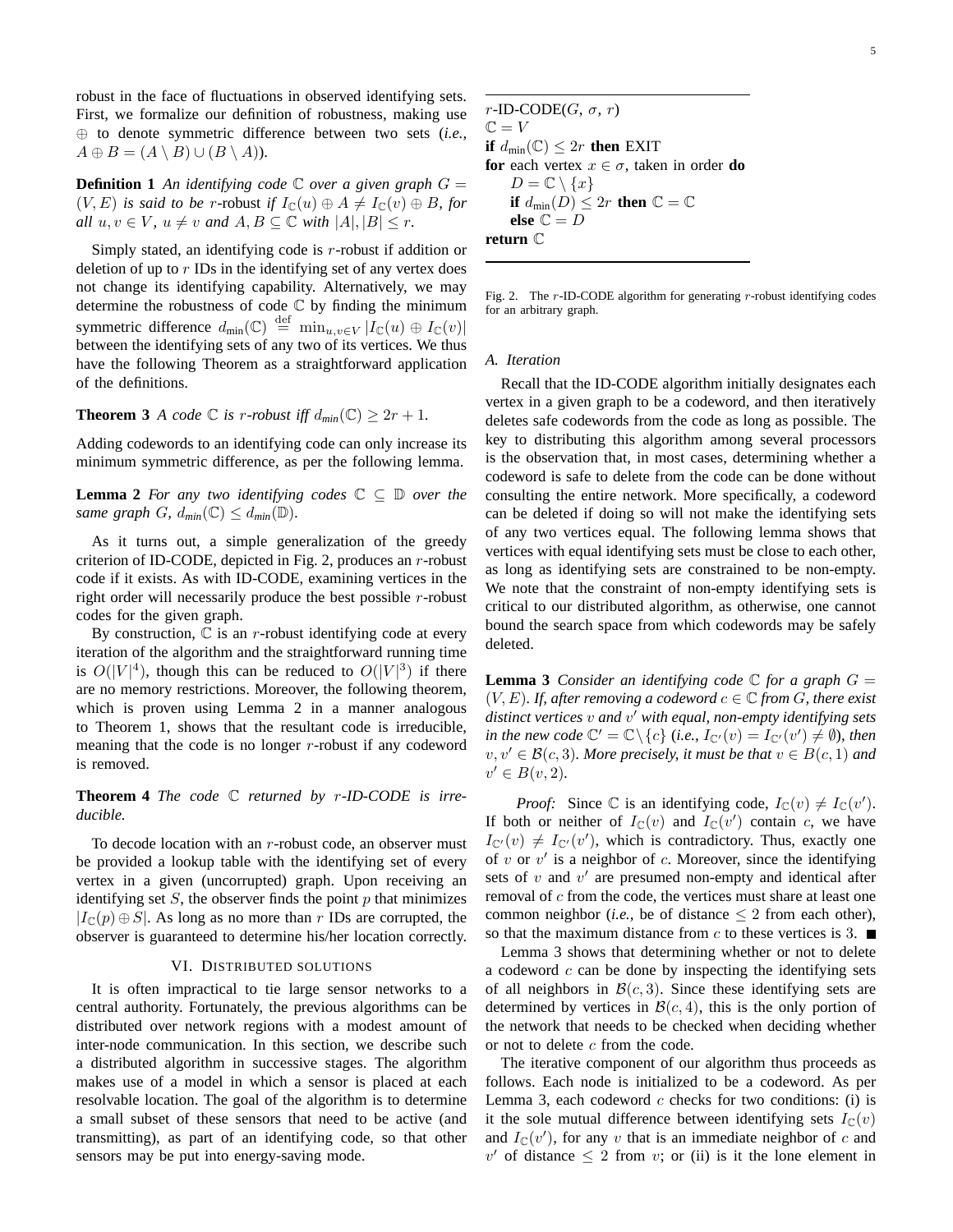robust in the face of fluctuations in observed identifying sets. First, we formalize our definition of robustness, making use $\oplus$ to denote symmetric difference between two sets (*i.e.,* $A \oplus B = (A \setminus B) \cup (B \setminus A)$).

**Definition 1** *An identifying code $\mathbb{C}$ over a given graph $G = (V, E)$ is said to be $r$-robust if $I_{\mathbb{C}}(u) \oplus A \neq I_{\mathbb{C}}(v) \oplus B$, for all $u, v \in V$, $u \neq v$ and $A, B \subseteq \mathbb{C}$ with $|A|, |B| \leq r$.*

Simply stated, an identifying code is $r$-robust if addition or deletion of up to $r$ IDs in the identifying set of any vertex does not change its identifying capability. Alternatively, we may determine the robustness of code $\mathbb{C}$ by finding the minimum symmetric difference $d_{\min}(\mathbb{C}) \stackrel{\text{def}}{=} \min_{u,v \in V} |I_{\mathbb{C}}(u) \oplus I_{\mathbb{C}}(v)|$ between the identifying sets of any two of its vertices. We thus have the following Theorem as a straightforward application of the definitions.

**Theorem 3** *A code $\mathbb{C}$ is $r$-robust iff $d_{min}(\mathbb{C}) \geq 2r + 1$.*

Adding codewords to an identifying code can only increase its minimum symmetric difference, as per the following lemma.

**Lemma 2** *For any two identifying codes $\mathbb{C} \subseteq \mathbb{D}$ over the same graph $G$, $d_{min}(\mathbb{C}) \leq d_{min}(\mathbb{D})$.*

As it turns out, a simple generalization of the greedy criterion of ID-CODE, depicted in Fig. 2, produces an $r$-robust code if it exists. As with ID-CODE, examining vertices in the right order will necessarily produce the best possible $r$-robust codes for the given graph.

By construction, $\mathbb{C}$ is an $r$-robust identifying code at every iteration of the algorithm and the straightforward running time is $O(|V|^4)$, though this can be reduced to $O(|V|^3)$ if there are no memory restrictions. Moreover, the following theorem, which is proven using Lemma 2 in a manner analogous to Theorem 1, shows that the resultant code is irreducible, meaning that the code is no longer $r$-robust if any codeword is removed.

**Theorem 4** *The code $\mathbb{C}$ returned by $r$-ID-CODE is irreducible.*

To decode location with an $r$-robust code, an observer must be provided a lookup table with the identifying set of every vertex in a given (uncorrupted) graph. Upon receiving an identifying set $S$, the observer finds the point $p$ that minimizes $|I_{\mathbb{C}}(p) \oplus S|$. As long as no more than $r$ IDs are corrupted, the observer is guaranteed to determine his/her location correctly.

```
r-ID-CODE(G, σ, r)
ℂ = V
if d_min(ℂ) ≤ 2r then EXIT
for each vertex x ∈ σ, taken in order do
    D = ℂ \ {x}
    if d_min(D) ≤ 2r then ℂ = ℂ
    else ℂ = D
return ℂ
```

Fig. 2. The $r$-ID-CODE algorithm for generating $r$-robust identifying codes for an arbitrary graph.

## VI. Distributed solutions

It is often impractical to tie large sensor networks to a central authority. Fortunately, the previous algorithms can be distributed over network regions with a modest amount of inter-node communication. In this section, we describe such a distributed algorithm in successive stages. The algorithm makes use of a model in which a sensor is placed at each resolvable location. The goal of the algorithm is to determine a small subset of these sensors that need to be active (and transmitting), as part of an identifying code, so that other sensors may be put into energy-saving mode.

### A. Iteration

Recall that the ID-CODE algorithm initially designates each vertex in a given graph to be a codeword, and then iteratively deletes safe codewords from the code as long as possible. The key to distributing this algorithm among several processors is the observation that, in most cases, determining whether a codeword is safe to delete from the code can be done without consulting the entire network. More specifically, a codeword can be deleted if doing so will not make the identifying sets of any two vertices equal. The following lemma shows that vertices with equal identifying sets must be close to each other, as long as identifying sets are constrained to be non-empty. We note that the constraint of non-empty identifying sets is critical to our distributed algorithm, as otherwise, one cannot bound the search space from which codewords may be safely deleted.

**Lemma 3** *Consider an identifying code $\mathbb{C}$ for a graph $G = (V, E)$. If, after removing a codeword $c \in \mathbb{C}$ from $G$, there exist distinct vertices $v$ and $v'$ with equal, non-empty identifying sets in the new code $\mathbb{C}' = \mathbb{C} \setminus \{c\}$ (i.e., $I_{\mathbb{C}'}(v) = I_{\mathbb{C}'}(v') \neq \emptyset$), then $v, v' \in \mathcal{B}(c, 3)$. More precisely, it must be that $v \in B(c, 1)$ and $v' \in B(v, 2)$.*

*Proof:* Since $\mathbb{C}$ is an identifying code, $I_{\mathbb{C}}(v) \neq I_{\mathbb{C}}(v')$. If both or neither of $I_{\mathbb{C}}(v)$ and $I_{\mathbb{C}}(v')$ contain $c$, we have $I_{\mathbb{C}'}(v) \neq I_{\mathbb{C}'}(v')$, which is contradictory. Thus, exactly one of $v$ or $v'$ is a neighbor of $c$. Moreover, since the identifying sets of $v$ and $v'$ are presumed non-empty and identical after removal of $c$ from the code, the vertices must share at least one common neighbor (*i.e.,* be of distance $\leq 2$ from each other), so that the maximum distance from $c$ to these vertices is 3. ■

Lemma 3 shows that determining whether or not to delete a codeword $c$ can be done by inspecting the identifying sets of all neighbors in $\mathcal{B}(c, 3)$. Since these identifying sets are determined by vertices in $\mathcal{B}(c, 4)$, this is the only portion of the network that needs to be checked when deciding whether or not to delete $c$ from the code.

The iterative component of our algorithm thus proceeds as follows. Each node is initialized to be a codeword. As per Lemma 3, each codeword $c$ checks for two conditions: (i) is it the sole mutual difference between identifying sets $I_{\mathbb{C}}(v)$ and $I_{\mathbb{C}}(v')$, for any $v$ that is an immediate neighbor of $c$ and $v'$ of distance $\leq 2$ from $v$; or (ii) is it the lone element in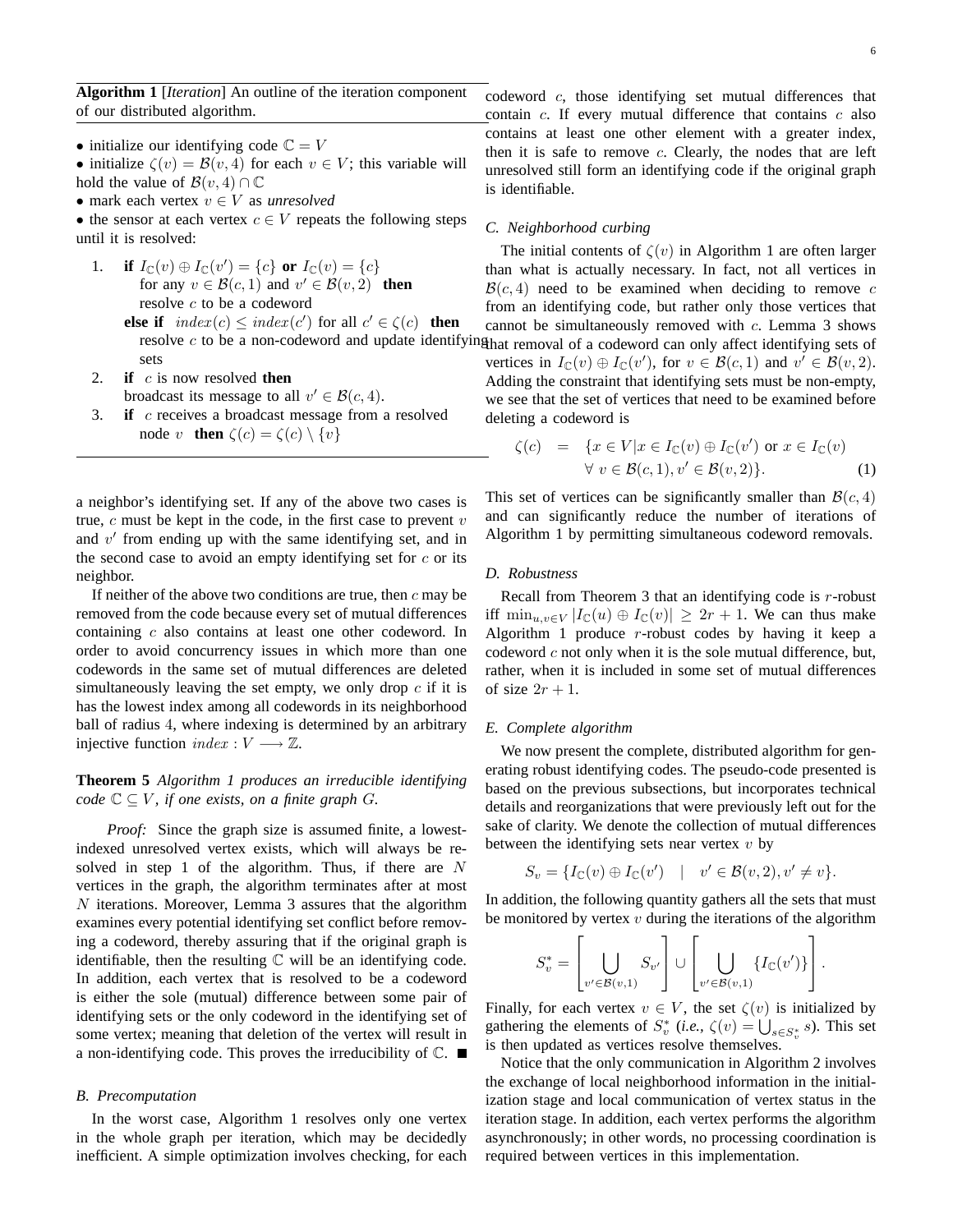**Algorithm 1** [*Iteration*] An outline of the iteration component of our distributed algorithm.

- initialize our identifying code $\mathbb{C} = V$
- initialize $\zeta(v) = \mathcal{B}(v, 4)$ for each $v \in V$; this variable will hold the value of $\mathcal{B}(v, 4) \cap \mathbb{C}$
- mark each vertex $v \in V$ as *unresolved*
- the sensor at each vertex $c \in V$ repeats the following steps until it is resolved:

1. **if** $I_{\mathbb{C}}(v) \oplus I_{\mathbb{C}}(v') = \{c\}$ **or** $I_{\mathbb{C}}(v) = \{c\}$ for any $v \in \mathcal{B}(c, 1)$ and $v' \in \mathcal{B}(v, 2)$ **then** resolve $c$ to be a codeword
   **else if** $index(c) \leq index(c')$ for all $c' \in \zeta(c)$ **then** resolve $c$ to be a non-codeword and update identifying sets
2. **if** $c$ is now resolved **then** broadcast its message to all $v' \in \mathcal{B}(c, 4)$.
3. **if** $c$ receives a broadcast message from a resolved node $v$ **then** $\zeta(c) = \zeta(c) \setminus \{v\}$

a neighbor's identifying set. If any of the above two cases is true, $c$ must be kept in the code, in the first case to prevent $v$ and $v'$ from ending up with the same identifying set, and in the second case to avoid an empty identifying set for $c$ or its neighbor.

If neither of the above two conditions are true, then $c$ may be removed from the code because every set of mutual differences containing $c$ also contains at least one other codeword. In order to avoid concurrency issues in which more than one codewords in the same set of mutual differences are deleted simultaneously leaving the set empty, we only drop $c$ if it is has the lowest index among all codewords in its neighborhood ball of radius 4, where indexing is determined by an arbitrary injective function $index : V \longrightarrow \mathbb{Z}$.

**Theorem 5** *Algorithm 1 produces an irreducible identifying code $\mathbb{C} \subseteq V$, if one exists, on a finite graph $G$.*

*Proof:* Since the graph size is assumed finite, a lowest-indexed unresolved vertex exists, which will always be resolved in step 1 of the algorithm. Thus, if there are $N$ vertices in the graph, the algorithm terminates after at most $N$ iterations. Moreover, Lemma 3 assures that the algorithm examines every potential identifying set conflict before removing a codeword, thereby assuring that if the original graph is identifiable, then the resulting $\mathbb{C}$ will be an identifying code. In addition, each vertex that is resolved to be a codeword is either the sole (mutual) difference between some pair of identifying sets or the only codeword in the identifying set of some vertex; meaning that deletion of the vertex will result in a non-identifying code. This proves the irreducibility of $\mathbb{C}$. ■

### B. Precomputation

In the worst case, Algorithm 1 resolves only one vertex in the whole graph per iteration, which may be decidedly inefficient. A simple optimization involves checking, for each codeword $c$, those identifying set mutual differences that contain $c$. If every mutual difference that contains $c$ also contains at least one other element with a greater index, then it is safe to remove $c$. Clearly, the nodes that are left unresolved still form an identifying code if the original graph is identifiable.

### C. Neighborhood curbing

The initial contents of $\zeta(v)$ in Algorithm 1 are often larger than what is actually necessary. In fact, not all vertices in $\mathcal{B}(c, 4)$ need to be examined when deciding to remove $c$ from an identifying code, but rather only those vertices that cannot be simultaneously removed with $c$. Lemma 3 shows that removal of a codeword can only affect identifying sets of vertices in $I_{\mathbb{C}}(v) \oplus I_{\mathbb{C}}(v')$, for $v \in \mathcal{B}(c, 1)$ and $v' \in \mathcal{B}(v, 2)$. Adding the constraint that identifying sets must be non-empty, we see that the set of vertices that need to be examined before deleting a codeword is

$$\begin{aligned} \zeta(c) &= \{x \in V | x \in I_{\mathbb{C}}(v) \oplus I_{\mathbb{C}}(v') \text{ or } x \in I_{\mathbb{C}}(v) \\ &\quad \forall\ v \in \mathcal{B}(c, 1), v' \in \mathcal{B}(v, 2)\}. \end{aligned} \tag{1}$$

This set of vertices can be significantly smaller than $\mathcal{B}(c, 4)$ and can significantly reduce the number of iterations of Algorithm 1 by permitting simultaneous codeword removals.

### D. Robustness

Recall from Theorem 3 that an identifying code is $r$-robust iff $\min_{u,v \in V} |I_{\mathbb{C}}(u) \oplus I_{\mathbb{C}}(v)| \geq 2r + 1$. We can thus make Algorithm 1 produce $r$-robust codes by having it keep a codeword $c$ not only when it is the sole mutual difference, but, rather, when it is included in some set of mutual differences of size $2r + 1$.

### E. Complete algorithm

We now present the complete, distributed algorithm for generating robust identifying codes. The pseudo-code presented is based on the previous subsections, but incorporates technical details and reorganizations that were previously left out for the sake of clarity. We denote the collection of mutual differences between the identifying sets near vertex $v$ by

$$S_v = \{I_{\mathbb{C}}(v) \oplus I_{\mathbb{C}}(v') \quad | \quad v' \in \mathcal{B}(v, 2), v' \neq v\}.$$

In addition, the following quantity gathers all the sets that must be monitored by vertex $v$ during the iterations of the algorithm

$$S_v^* = \left[ \bigcup_{v' \in \mathcal{B}(v,1)} S_{v'} \right] \cup \left[ \bigcup_{v' \in \mathcal{B}(v,1)} \{I_{\mathbb{C}}(v')\} \right].$$

Finally, for each vertex $v \in V$, the set $\zeta(v)$ is initialized by gathering the elements of $S_v^*$ (*i.e.*, $\zeta(v) = \bigcup_{s \in S_v^*} s$). This set is then updated as vertices resolve themselves.

Notice that the only communication in Algorithm 2 involves the exchange of local neighborhood information in the initialization stage and local communication of vertex status in the iteration stage. In addition, each vertex performs the algorithm asynchronously; in other words, no processing coordination is required between vertices in this implementation.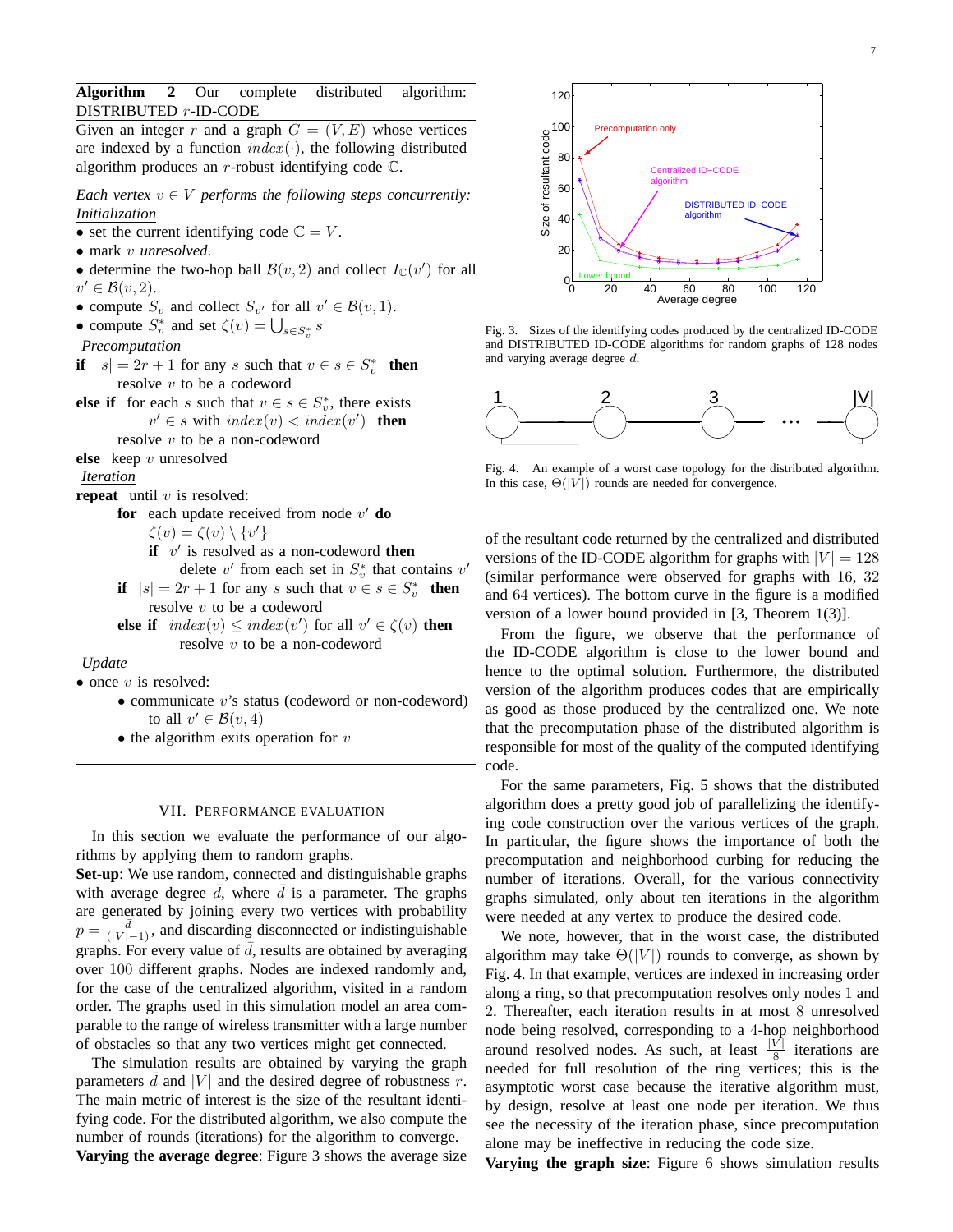**Algorithm 2** Our complete distributed algorithm: DISTRIBUTED $r$-ID-CODE

Given an integer $r$ and a graph $G = (V, E)$ whose vertices are indexed by a function $index(\cdot)$, the following distributed algorithm produces an $r$-robust identifying code $\mathbb{C}$.

*Each vertex $v \in V$ performs the following steps concurrently:*

*Initialization*

- set the current identifying code $\mathbb{C} = V$.
- mark $v$ *unresolved*.
- determine the two-hop ball $\mathcal{B}(v, 2)$ and collect $I_{\mathbb{C}}(v')$ for all $v' \in \mathcal{B}(v, 2)$.
- compute $S_v$ and collect $S_{v'}$ for all $v' \in \mathcal{B}(v, 1)$.
- compute $S_v^*$ and set $\zeta(v) = \bigcup_{s \in S_v^*} s$

*Precomputation*

**if** $|s| = 2r + 1$ for any $s$ such that $v \in s \in S_v^*$ **then**
  resolve $v$ to be a codeword
**else if** for each $s$ such that $v \in s \in S_v^*$, there exists
  $v' \in s$ with $index(v) < index(v')$ **then**
  resolve $v$ to be a non-codeword
**else** keep $v$ unresolved

*Iteration*

**repeat** until $v$ is resolved:
  **for** each update received from node $v'$ **do**
    $\zeta(v) = \zeta(v) \setminus \{v'\}$
    **if** $v'$ is resolved as a non-codeword **then**
      delete $v'$ from each set in $S_v^*$ that contains $v'$
  **if** $|s| = 2r + 1$ for any $s$ such that $v \in s \in S_v^*$ **then**
    resolve $v$ to be a codeword
  **else if** $index(v) \leq index(v')$ for all $v' \in \zeta(v)$ **then**
    resolve $v$ to be a non-codeword

*Update*

- once $v$ is resolved:
  - communicate $v$'s status (codeword or non-codeword) to all $v' \in \mathcal{B}(v, 4)$
  - the algorithm exits operation for $v$

## VII. Performance Evaluation

In this section we evaluate the performance of our algorithms by applying them to random graphs.

**Set-up**: We use random, connected and distinguishable graphs with average degree $\bar{d}$, where $\bar{d}$ is a parameter. The graphs are generated by joining every two vertices with probability $p = \frac{\bar{d}}{(|V|-1)}$, and discarding disconnected or indistinguishable graphs. For every value of $\bar{d}$, results are obtained by averaging over 100 different graphs. Nodes are indexed randomly and, for the case of the centralized algorithm, visited in a random order. The graphs used in this simulation model an area comparable to the range of wireless transmitter with a large number of obstacles so that any two vertices might get connected.

The simulation results are obtained by varying the graph parameters $\bar{d}$ and $|V|$ and the desired degree of robustness $r$. The main metric of interest is the size of the resultant identifying code. For the distributed algorithm, we also compute the number of rounds (iterations) for the algorithm to converge.

**Varying the average degree**: Figure 3 shows the average size of the resultant code returned by the centralized and distributed versions of the ID-CODE algorithm for graphs with $|V| = 128$ (similar performance were observed for graphs with 16, 32 and 64 vertices). The bottom curve in the figure is a modified version of a lower bound provided in [3, Theorem 1(3)].

Fig. 3. Sizes of the identifying codes produced by the centralized ID-CODE and DISTRIBUTED ID-CODE algorithms for random graphs of 128 nodes and varying average degree $\bar{d}$.

Fig. 4. An example of a worst case topology for the distributed algorithm. In this case, $\Theta(|V|)$ rounds are needed for convergence.

From the figure, we observe that the performance of the ID-CODE algorithm is close to the lower bound and hence to the optimal solution. Furthermore, the distributed version of the algorithm produces codes that are empirically as good as those produced by the centralized one. We note that the precomputation phase of the distributed algorithm is responsible for most of the quality of the computed identifying code.

For the same parameters, Fig. 5 shows that the distributed algorithm does a pretty good job of parallelizing the identifying code construction over the various vertices of the graph. In particular, the figure shows the importance of both the precomputation and neighborhood curbing for reducing the number of iterations. Overall, for the various connectivity graphs simulated, only about ten iterations in the algorithm were needed at any vertex to produce the desired code.

We note, however, that in the worst case, the distributed algorithm may take $\Theta(|V|)$ rounds to converge, as shown by Fig. 4. In that example, vertices are indexed in increasing order along a ring, so that precomputation resolves only nodes 1 and 2. Thereafter, each iteration results in at most 8 unresolved node being resolved, corresponding to a 4-hop neighborhood around resolved nodes. As such, at least $\frac{|V|}{8}$ iterations are needed for full resolution of the ring vertices; this is the asymptotic worst case because the iterative algorithm must, by design, resolve at least one node per iteration. We thus see the necessity of the iteration phase, since precomputation alone may be ineffective in reducing the code size.

**Varying the graph size**: Figure 6 shows simulation results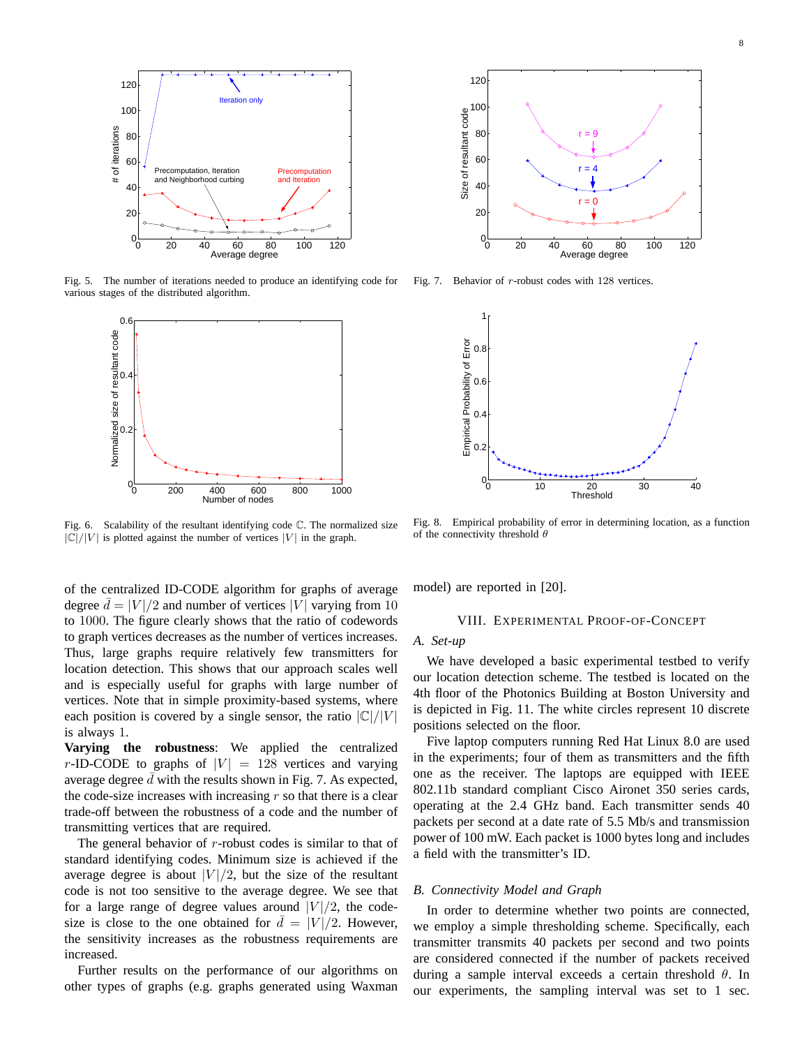Fig. 5. The number of iterations needed to produce an identifying code for various stages of the distributed algorithm.

Fig. 6. Scalability of the resultant identifying code $\mathbb{C}$. The normalized size $|\mathbb{C}|/|V|$ is plotted against the number of vertices $|V|$ in the graph.

Fig. 7. Behavior of $r$-robust codes with 128 vertices.

Fig. 8. Empirical probability of error in determining location, as a function of the connectivity threshold $\theta$

of the centralized ID-CODE algorithm for graphs of average degree $\bar{d} = |V|/2$ and number of vertices $|V|$ varying from 10 to 1000. The figure clearly shows that the ratio of codewords to graph vertices decreases as the number of vertices increases. Thus, large graphs require relatively few transmitters for location detection. This shows that our approach scales well and is especially useful for graphs with large number of vertices. Note that in simple proximity-based systems, where each position is covered by a single sensor, the ratio $|\mathbb{C}|/|V|$ is always 1.

**Varying the robustness**: We applied the centralized $r$-ID-CODE to graphs of $|V| = 128$ vertices and varying average degree $\bar{d}$ with the results shown in Fig. 7. As expected, the code-size increases with increasing $r$ so that there is a clear trade-off between the robustness of a code and the number of transmitting vertices that are required.

The general behavior of $r$-robust codes is similar to that of standard identifying codes. Minimum size is achieved if the average degree is about $|V|/2$, but the size of the resultant code is not too sensitive to the average degree. We see that for a large range of degree values around $|V|/2$, the code-size is close to the one obtained for $\bar{d} = |V|/2$. However, the sensitivity increases as the robustness requirements are increased.

Further results on the performance of our algorithms on other types of graphs (e.g. graphs generated using Waxman model) are reported in [20].

## VIII. Experimental Proof-of-Concept

### A. Set-up

We have developed a basic experimental testbed to verify our location detection scheme. The testbed is located on the 4th floor of the Photonics Building at Boston University and is depicted in Fig. 11. The white circles represent 10 discrete positions selected on the floor.

Five laptop computers running Red Hat Linux 8.0 are used in the experiments; four of them as transmitters and the fifth one as the receiver. The laptops are equipped with IEEE 802.11b standard compliant Cisco Aironet 350 series cards, operating at the 2.4 GHz band. Each transmitter sends 40 packets per second at a date rate of 5.5 Mb/s and transmission power of 100 mW. Each packet is 1000 bytes long and includes a field with the transmitter's ID.

### B. Connectivity Model and Graph

In order to determine whether two points are connected, we employ a simple thresholding scheme. Specifically, each transmitter transmits 40 packets per second and two points are considered connected if the number of packets received during a sample interval exceeds a certain threshold $\theta$. In our experiments, the sampling interval was set to 1 sec.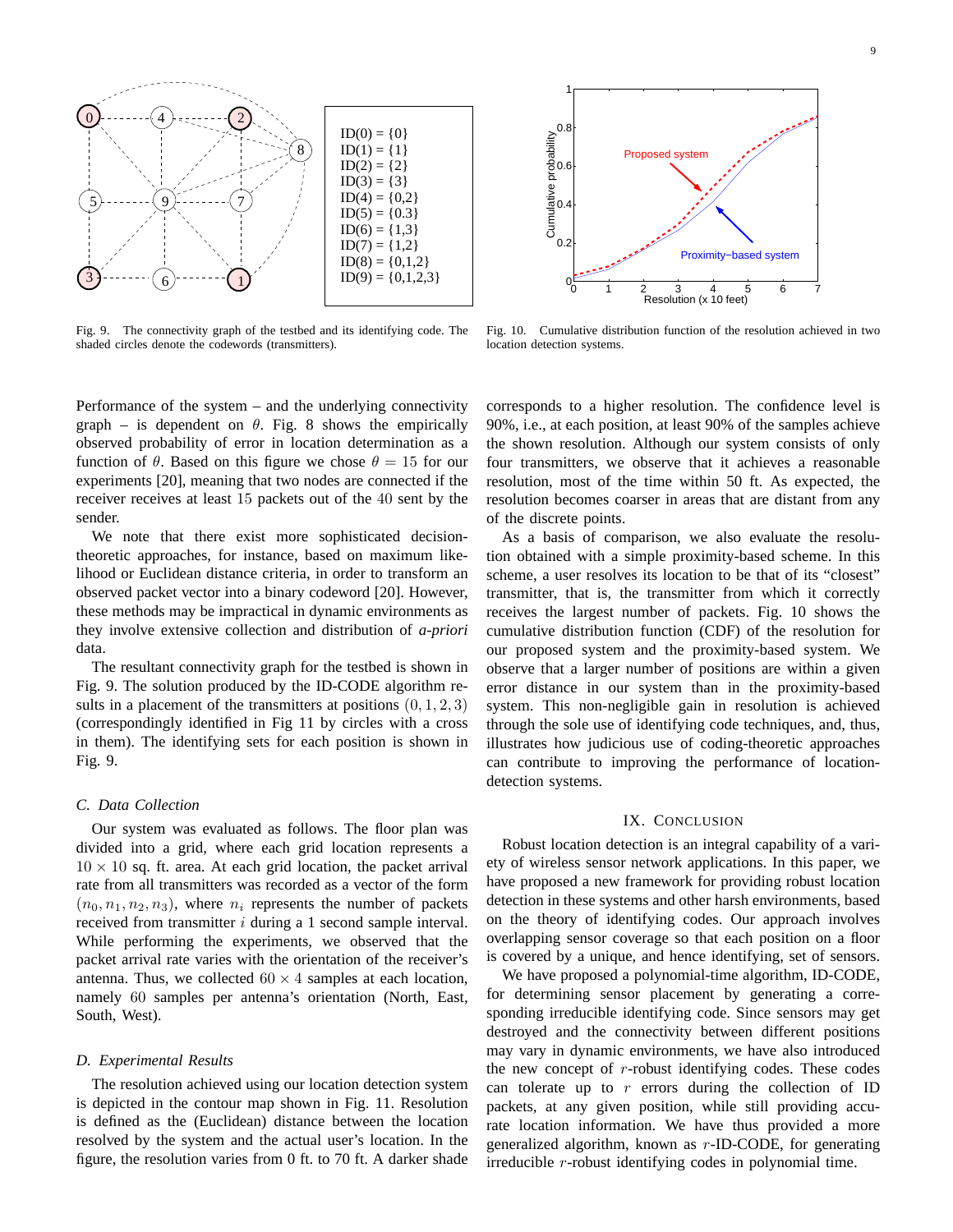Fig. 9. The connectivity graph of the testbed and its identifying code. The shaded circles denote the codewords (transmitters).

ID(0) = {0}
ID(1) = {1}
ID(2) = {2}
ID(3) = {3}
ID(4) = {0,2}
ID(5) = {0.3}
ID(6) = {1,3}
ID(7) = {1,2}
ID(8) = {0,1,2}
ID(9) = {0,1,2,3}

Fig. 10. Cumulative distribution function of the resolution achieved in two location detection systems.

Performance of the system – and the underlying connectivity graph – is dependent on $\theta$. Fig. 8 shows the empirically observed probability of error in location determination as a function of $\theta$. Based on this figure we chose $\theta = 15$ for our experiments [20], meaning that two nodes are connected if the receiver receives at least 15 packets out of the 40 sent by the sender.

We note that there exist more sophisticated decision-theoretic approaches, for instance, based on maximum likelihood or Euclidean distance criteria, in order to transform an observed packet vector into a binary codeword [20]. However, these methods may be impractical in dynamic environments as they involve extensive collection and distribution of *a-priori* data.

The resultant connectivity graph for the testbed is shown in Fig. 9. The solution produced by the ID-CODE algorithm results in a placement of the transmitters at positions $(0, 1, 2, 3)$ (correspondingly identified in Fig 11 by circles with a cross in them). The identifying sets for each position is shown in Fig. 9.

### C. Data Collection

Our system was evaluated as follows. The floor plan was divided into a grid, where each grid location represents a $10 \times 10$ sq. ft. area. At each grid location, the packet arrival rate from all transmitters was recorded as a vector of the form $(n_0, n_1, n_2, n_3)$, where $n_i$ represents the number of packets received from transmitter $i$ during a 1 second sample interval. While performing the experiments, we observed that the packet arrival rate varies with the orientation of the receiver's antenna. Thus, we collected $60 \times 4$ samples at each location, namely 60 samples per antenna's orientation (North, East, South, West).

### D. Experimental Results

The resolution achieved using our location detection system is depicted in the contour map shown in Fig. 11. Resolution is defined as the (Euclidean) distance between the location resolved by the system and the actual user's location. In the figure, the resolution varies from 0 ft. to 70 ft. A darker shade corresponds to a higher resolution. The confidence level is 90%, i.e., at each position, at least 90% of the samples achieve the shown resolution. Although our system consists of only four transmitters, we observe that it achieves a reasonable resolution, most of the time within 50 ft. As expected, the resolution becomes coarser in areas that are distant from any of the discrete points.

As a basis of comparison, we also evaluate the resolution obtained with a simple proximity-based scheme. In this scheme, a user resolves its location to be that of its "closest" transmitter, that is, the transmitter from which it correctly receives the largest number of packets. Fig. 10 shows the cumulative distribution function (CDF) of the resolution for our proposed system and the proximity-based system. We observe that a larger number of positions are within a given error distance in our system than in the proximity-based system. This non-negligible gain in resolution is achieved through the sole use of identifying code techniques, and, thus, illustrates how judicious use of coding-theoretic approaches can contribute to improving the performance of location-detection systems.

## IX. Conclusion

Robust location detection is an integral capability of a variety of wireless sensor network applications. In this paper, we have proposed a new framework for providing robust location detection in these systems and other harsh environments, based on the theory of identifying codes. Our approach involves overlapping sensor coverage so that each position on a floor is covered by a unique, and hence identifying, set of sensors.

We have proposed a polynomial-time algorithm, ID-CODE, for determining sensor placement by generating a corresponding irreducible identifying code. Since sensors may get destroyed and the connectivity between different positions may vary in dynamic environments, we have also introduced the new concept of $r$-robust identifying codes. These codes can tolerate up to $r$ errors during the collection of ID packets, at any given position, while still providing accurate location information. We have thus provided a more generalized algorithm, known as $r$-ID-CODE, for generating irreducible $r$-robust identifying codes in polynomial time.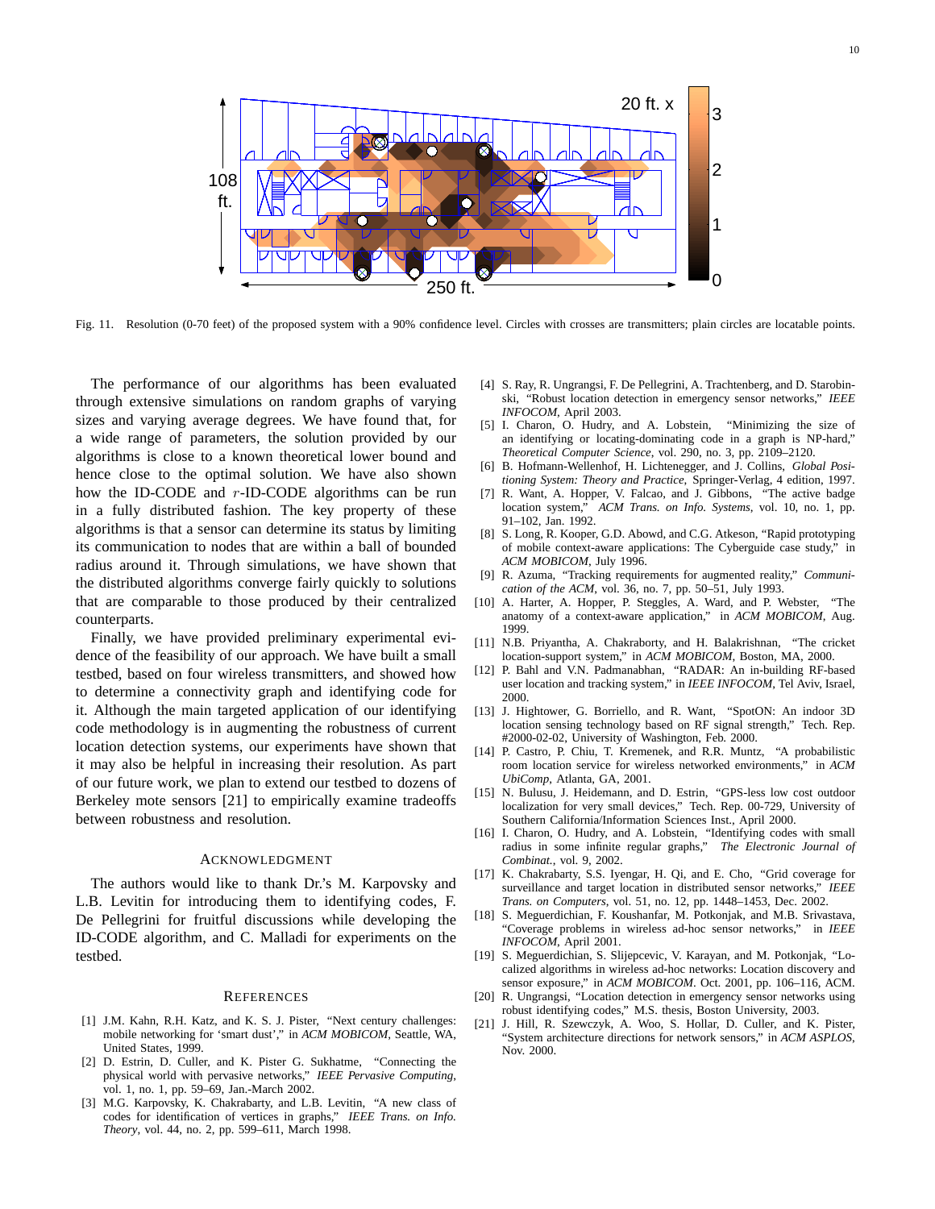108 ft.

250 ft.

20 ft. x

3

2

1

0

Fig. 11. Resolution (0-70 feet) of the proposed system with a 90% confidence level. Circles with crosses are transmitters; plain circles are locatable points.

The performance of our algorithms has been evaluated through extensive simulations on random graphs of varying sizes and varying average degrees. We have found that, for a wide range of parameters, the solution provided by our algorithms is close to a known theoretical lower bound and hence close to the optimal solution. We have also shown how the ID-CODE and $r$-ID-CODE algorithms can be run in a fully distributed fashion. The key property of these algorithms is that a sensor can determine its status by limiting its communication to nodes that are within a ball of bounded radius around it. Through simulations, we have shown that the distributed algorithms converge fairly quickly to solutions that are comparable to those produced by their centralized counterparts.

Finally, we have provided preliminary experimental evidence of the feasibility of our approach. We have built a small testbed, based on four wireless transmitters, and showed how to determine a connectivity graph and identifying code for it. Although the main targeted application of our identifying code methodology is in augmenting the robustness of current location detection systems, our experiments have shown that it may also be helpful in increasing their resolution. As part of our future work, we plan to extend our testbed to dozens of Berkeley mote sensors [21] to empirically examine tradeoffs between robustness and resolution.

## Acknowledgment

The authors would like to thank Dr.'s M. Karpovsky and L.B. Levitin for introducing them to identifying codes, F. De Pellegrini for fruitful discussions while developing the ID-CODE algorithm, and C. Malladi for experiments on the testbed.

## References

[1] J.M. Kahn, R.H. Katz, and K. S. J. Pister, "Next century challenges: mobile networking for 'smart dust'," in *ACM MOBICOM*, Seattle, WA, United States, 1999.

[2] D. Estrin, D. Culler, and K. Pister G. Sukhatme, "Connecting the physical world with pervasive networks," *IEEE Pervasive Computing*, vol. 1, no. 1, pp. 59–69, Jan.-March 2002.

[3] M.G. Karpovsky, K. Chakrabarty, and L.B. Levitin, "A new class of codes for identification of vertices in graphs," *IEEE Trans. on Info. Theory*, vol. 44, no. 2, pp. 599–611, March 1998.

[4] S. Ray, R. Ungrangsi, F. De Pellegrini, A. Trachtenberg, and D. Starobinski, "Robust location detection in emergency sensor networks," *IEEE INFOCOM*, April 2003.

[5] I. Charon, O. Hudry, and A. Lobstein, "Minimizing the size of an identifying or locating-dominating code in a graph is NP-hard," *Theoretical Computer Science*, vol. 290, no. 3, pp. 2109–2120.

[6] B. Hofmann-Wellenhof, H. Lichtenegger, and J. Collins, *Global Positioning System: Theory and Practice*, Springer-Verlag, 4 edition, 1997.

[7] R. Want, A. Hopper, V. Falcao, and J. Gibbons, "The active badge location system," *ACM Trans. on Info. Systems*, vol. 10, no. 1, pp. 91–102, Jan. 1992.

[8] S. Long, R. Kooper, G.D. Abowd, and C.G. Atkeson, "Rapid prototyping of mobile context-aware applications: The Cyberguide case study," in *ACM MOBICOM*, July 1996.

[9] R. Azuma, "Tracking requirements for augmented reality," *Communication of the ACM*, vol. 36, no. 7, pp. 50–51, July 1993.

[10] A. Harter, A. Hopper, P. Steggles, A. Ward, and P. Webster, "The anatomy of a context-aware application," in *ACM MOBICOM*, Aug. 1999.

[11] N.B. Priyantha, A. Chakraborty, and H. Balakrishnan, "The cricket location-support system," in *ACM MOBICOM*, Boston, MA, 2000.

[12] P. Bahl and V.N. Padmanabhan, "RADAR: An in-building RF-based user location and tracking system," in *IEEE INFOCOM*, Tel Aviv, Israel, 2000.

[13] J. Hightower, G. Borriello, and R. Want, "SpotON: An indoor 3D location sensing technology based on RF signal strength," Tech. Rep. #2000-02-02, University of Washington, Feb. 2000.

[14] P. Castro, P. Chiu, T. Kremenek, and R.R. Muntz, "A probabilistic room location service for wireless networked environments," in *ACM UbiComp*, Atlanta, GA, 2001.

[15] N. Bulusu, J. Heidemann, and D. Estrin, "GPS-less low cost outdoor localization for very small devices," Tech. Rep. 00-729, University of Southern California/Information Sciences Inst., April 2000.

[16] I. Charon, O. Hudry, and A. Lobstein, "Identifying codes with small radius in some infinite regular graphs," *The Electronic Journal of Combinat.*, vol. 9, 2002.

[17] K. Chakrabarty, S.S. Iyengar, H. Qi, and E. Cho, "Grid coverage for surveillance and target location in distributed sensor networks," *IEEE Trans. on Computers*, vol. 51, no. 12, pp. 1448–1453, Dec. 2002.

[18] S. Meguerdichian, F. Koushanfar, M. Potkonjak, and M.B. Srivastava, "Coverage problems in wireless ad-hoc sensor networks," in *IEEE INFOCOM*, April 2001.

[19] S. Meguerdichian, S. Slijepcevic, V. Karayan, and M. Potkonjak, "Localized algorithms in wireless ad-hoc networks: Location discovery and sensor exposure," in *ACM MOBICOM*. Oct. 2001, pp. 106–116, ACM.

[20] R. Ungrangsi, "Location detection in emergency sensor networks using robust identifying codes," M.S. thesis, Boston University, 2003.

[21] J. Hill, R. Szewczyk, A. Woo, S. Hollar, D. Culler, and K. Pister, "System architecture directions for network sensors," in *ACM ASPLOS*, Nov. 2000.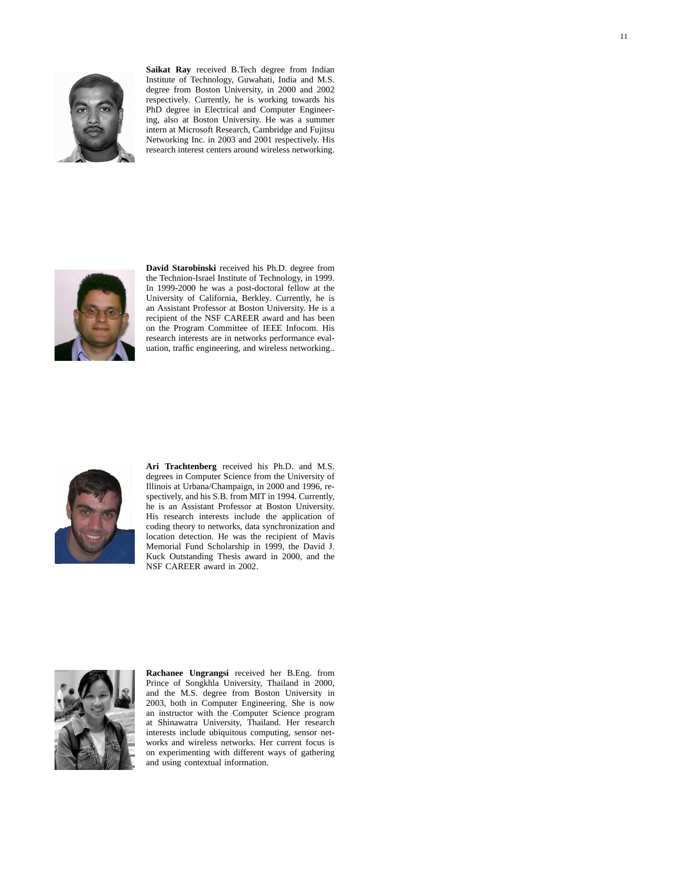**Saikat Ray** received B.Tech degree from Indian Institute of Technology, Guwahati, India and M.S. degree from Boston University, in 2000 and 2002 respectively. Currently, he is working towards his PhD degree in Electrical and Computer Engineering, also at Boston University. He was a summer intern at Microsoft Research, Cambridge and Fujitsu Networking Inc. in 2003 and 2001 respectively. His research interest centers around wireless networking.

**David Starobinski** received his Ph.D. degree from the Technion-Israel Institute of Technology, in 1999. In 1999-2000 he was a post-doctoral fellow at the University of California, Berkley. Currently, he is an Assistant Professor at Boston University. He is a recipient of the NSF CAREER award and has been on the Program Committee of IEEE Infocom. His research interests are in networks performance evaluation, traffic engineering, and wireless networking..

**Ari Trachtenberg** received his Ph.D. and M.S. degrees in Computer Science from the University of Illinois at Urbana/Champaign, in 2000 and 1996, respectively, and his S.B. from MIT in 1994. Currently, he is an Assistant Professor at Boston University. His research interests include the application of coding theory to networks, data synchronization and location detection. He was the recipient of Mavis Memorial Fund Scholarship in 1999, the David J. Kuck Outstanding Thesis award in 2000, and the NSF CAREER award in 2002.

**Rachanee Ungrangsi** received her B.Eng. from Prince of Songkhla University, Thailand in 2000, and the M.S. degree from Boston University in 2003, both in Computer Engineering. She is now an instructor with the Computer Science program at Shinawatra University, Thailand. Her research interests include ubiquitous computing, sensor networks and wireless networks. Her current focus is on experimenting with different ways of gathering and using contextual information.